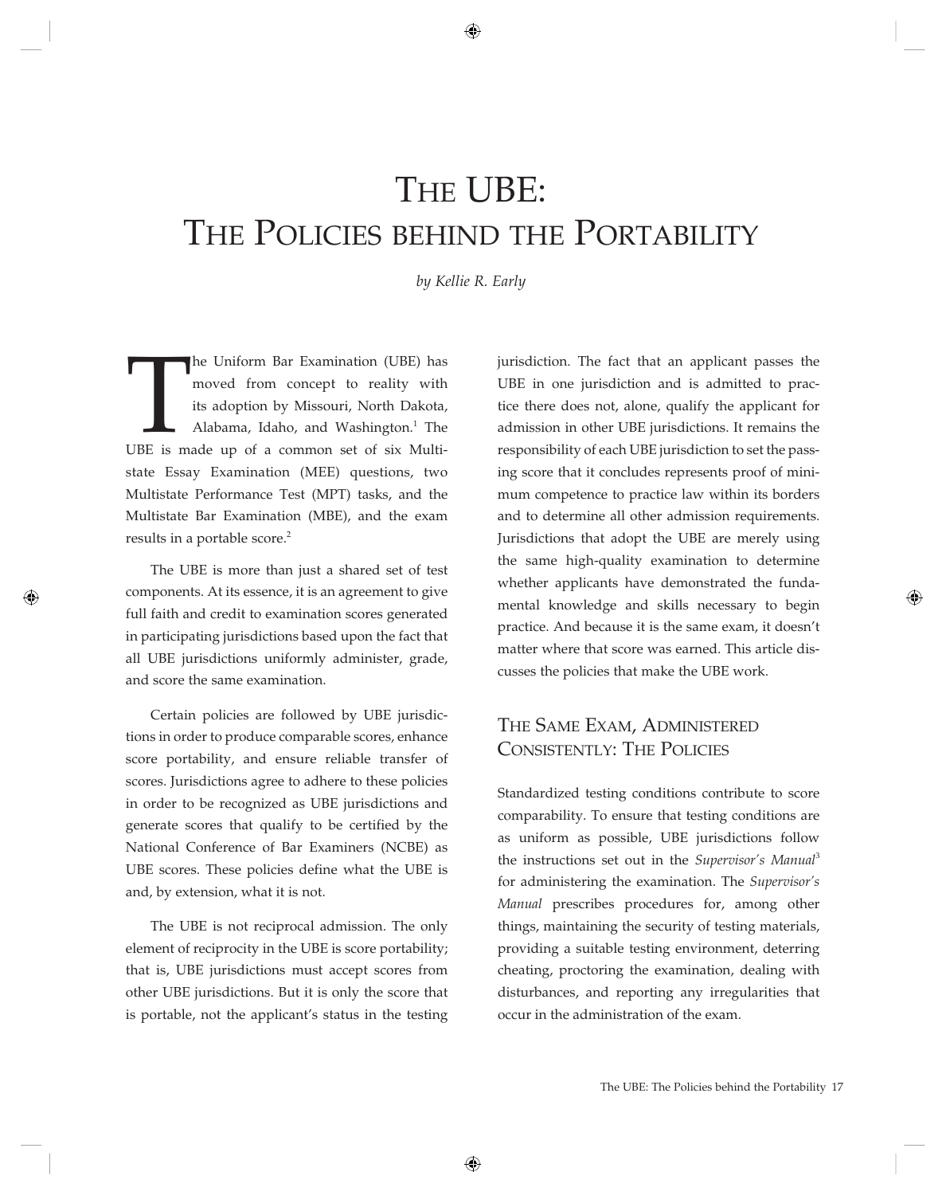# The UBE: The Policies behind the Portability

*by Kellie R. Early*

The Uniform Bar Examination (UBE) has moved from concept to reality with its adoption by Missouri, North Dakota, Alabama, Idaho, and Washington.[1] The UBE is made up of a common set of six Multistate Essay Examination (MEE) questions, two Multistate Performance Test (MPT) tasks, and the Multistate Bar Examination (MBE), and the exam results in a portable score.[2]

The UBE is more than just a shared set of test components. At its essence, it is an agreement to give full faith and credit to examination scores generated in participating jurisdictions based upon the fact that all UBE jurisdictions uniformly administer, grade, and score the same examination.

Certain policies are followed by UBE jurisdictions in order to produce comparable scores, enhance score portability, and ensure reliable transfer of scores. Jurisdictions agree to adhere to these policies in order to be recognized as UBE jurisdictions and generate scores that qualify to be certified by the National Conference of Bar Examiners (NCBE) as UBE scores. These policies define what the UBE is and, by extension, what it is not.

The UBE is not reciprocal admission. The only element of reciprocity in the UBE is score portability; that is, UBE jurisdictions must accept scores from other UBE jurisdictions. But it is only the score that is portable, not the applicant's status in the testing jurisdiction. The fact that an applicant passes the UBE in one jurisdiction and is admitted to practice there does not, alone, qualify the applicant for admission in other UBE jurisdictions. It remains the responsibility of each UBE jurisdiction to set the passing score that it concludes represents proof of minimum competence to practice law within its borders and to determine all other admission requirements. Jurisdictions that adopt the UBE are merely using the same high-quality examination to determine whether applicants have demonstrated the fundamental knowledge and skills necessary to begin practice. And because it is the same exam, it doesn't matter where that score was earned. This article discusses the policies that make the UBE work.

## The Same Exam, Administered Consistently: The Policies

Standardized testing conditions contribute to score comparability. To ensure that testing conditions are as uniform as possible, UBE jurisdictions follow the instructions set out in the *Supervisor's Manual*[3] for administering the examination. The *Supervisor's Manual* prescribes procedures for, among other things, maintaining the security of testing materials, providing a suitable testing environment, deterring cheating, proctoring the examination, dealing with disturbances, and reporting any irregularities that occur in the administration of the exam.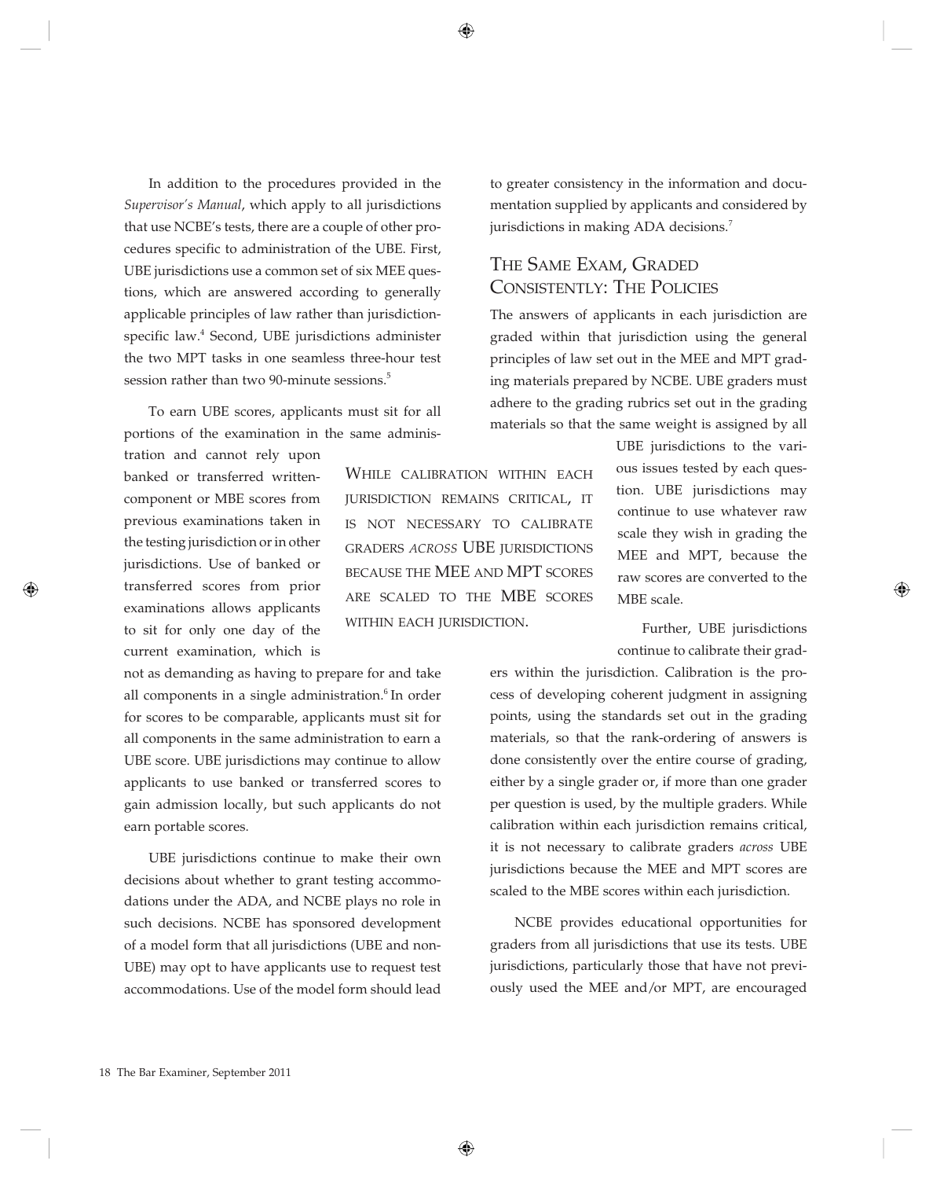In addition to the procedures provided in the *Supervisor's Manual*, which apply to all jurisdictions that use NCBE's tests, there are a couple of other procedures specific to administration of the UBE. First, UBE jurisdictions use a common set of six MEE questions, which are answered according to generally applicable principles of law rather than jurisdiction-specific law.[4] Second, UBE jurisdictions administer the two MPT tasks in one seamless three-hour test session rather than two 90-minute sessions.[5]

To earn UBE scores, applicants must sit for all portions of the examination in the same administration and cannot rely upon banked or transferred written-component or MBE scores from previous examinations taken in the testing jurisdiction or in other jurisdictions. Use of banked or transferred scores from prior examinations allows applicants to sit for only one day of the current examination, which is not as demanding as having to prepare for and take all components in a single administration.[6] In order for scores to be comparable, applicants must sit for all components in the same administration to earn a UBE score. UBE jurisdictions may continue to allow applicants to use banked or transferred scores to gain admission locally, but such applicants do not earn portable scores.

UBE jurisdictions continue to make their own decisions about whether to grant testing accommodations under the ADA, and NCBE plays no role in such decisions. NCBE has sponsored development of a model form that all jurisdictions (UBE and non-UBE) may opt to have applicants use to request test accommodations. Use of the model form should lead to greater consistency in the information and documentation supplied by applicants and considered by jurisdictions in making ADA decisions.[7]

## The Same Exam, Graded Consistently: The Policies

The answers of applicants in each jurisdiction are graded within that jurisdiction using the general principles of law set out in the MEE and MPT grading materials prepared by NCBE. UBE graders must adhere to the grading rubrics set out in the grading materials so that the same weight is assigned by all UBE jurisdictions to the various issues tested by each question. UBE jurisdictions may continue to use whatever raw scale they wish in grading the MEE and MPT, because the raw scores are converted to the MBE scale.

> While calibration within each jurisdiction remains critical, it is not necessary to calibrate graders *across* UBE jurisdictions because the MEE and MPT scores are scaled to the MBE scores within each jurisdiction.

Further, UBE jurisdictions continue to calibrate their graders within the jurisdiction. Calibration is the process of developing coherent judgment in assigning points, using the standards set out in the grading materials, so that the rank-ordering of answers is done consistently over the entire course of grading, either by a single grader or, if more than one grader per question is used, by the multiple graders. While calibration within each jurisdiction remains critical, it is not necessary to calibrate graders *across* UBE jurisdictions because the MEE and MPT scores are scaled to the MBE scores within each jurisdiction.

NCBE provides educational opportunities for graders from all jurisdictions that use its tests. UBE jurisdictions, particularly those that have not previously used the MEE and/or MPT, are encouraged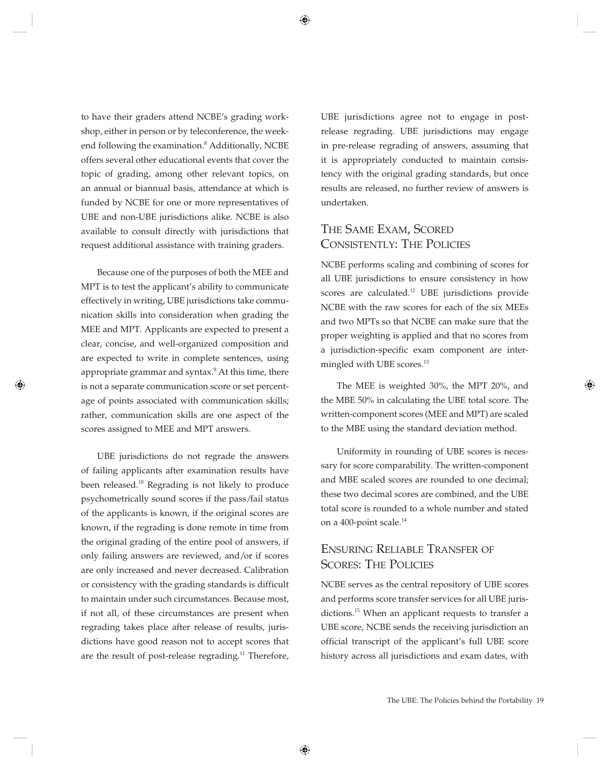to have their graders attend NCBE's grading workshop, either in person or by teleconference, the weekend following the examination.[8] Additionally, NCBE offers several other educational events that cover the topic of grading, among other relevant topics, on an annual or biannual basis, attendance at which is funded by NCBE for one or more representatives of UBE and non-UBE jurisdictions alike. NCBE is also available to consult directly with jurisdictions that request additional assistance with training graders.

Because one of the purposes of both the MEE and MPT is to test the applicant's ability to communicate effectively in writing, UBE jurisdictions take communication skills into consideration when grading the MEE and MPT. Applicants are expected to present a clear, concise, and well-organized composition and are expected to write in complete sentences, using appropriate grammar and syntax.[9] At this time, there is not a separate communication score or set percentage of points associated with communication skills; rather, communication skills are one aspect of the scores assigned to MEE and MPT answers.

UBE jurisdictions do not regrade the answers of failing applicants after examination results have been released.[10] Regrading is not likely to produce psychometrically sound scores if the pass/fail status of the applicants is known, if the original scores are known, if the regrading is done remote in time from the original grading of the entire pool of answers, if only failing answers are reviewed, and/or if scores are only increased and never decreased. Calibration or consistency with the grading standards is difficult to maintain under such circumstances. Because most, if not all, of these circumstances are present when regrading takes place after release of results, jurisdictions have good reason not to accept scores that are the result of post-release regrading.[11] Therefore, UBE jurisdictions agree not to engage in post-release regrading. UBE jurisdictions may engage in pre-release regrading of answers, assuming that it is appropriately conducted to maintain consistency with the original grading standards, but once results are released, no further review of answers is undertaken.

## The Same Exam, Scored Consistently: The Policies

NCBE performs scaling and combining of scores for all UBE jurisdictions to ensure consistency in how scores are calculated.[12] UBE jurisdictions provide NCBE with the raw scores for each of the six MEEs and two MPTs so that NCBE can make sure that the proper weighting is applied and that no scores from a jurisdiction-specific exam component are intermingled with UBE scores.[13]

The MEE is weighted 30%, the MPT 20%, and the MBE 50% in calculating the UBE total score. The written-component scores (MEE and MPT) are scaled to the MBE using the standard deviation method.

Uniformity in rounding of UBE scores is necessary for score comparability. The written-component and MBE scaled scores are rounded to one decimal; these two decimal scores are combined, and the UBE total score is rounded to a whole number and stated on a 400-point scale.[14]

## Ensuring Reliable Transfer of Scores: The Policies

NCBE serves as the central repository of UBE scores and performs score transfer services for all UBE jurisdictions.[15] When an applicant requests to transfer a UBE score, NCBE sends the receiving jurisdiction an official transcript of the applicant's full UBE score history across all jurisdictions and exam dates, with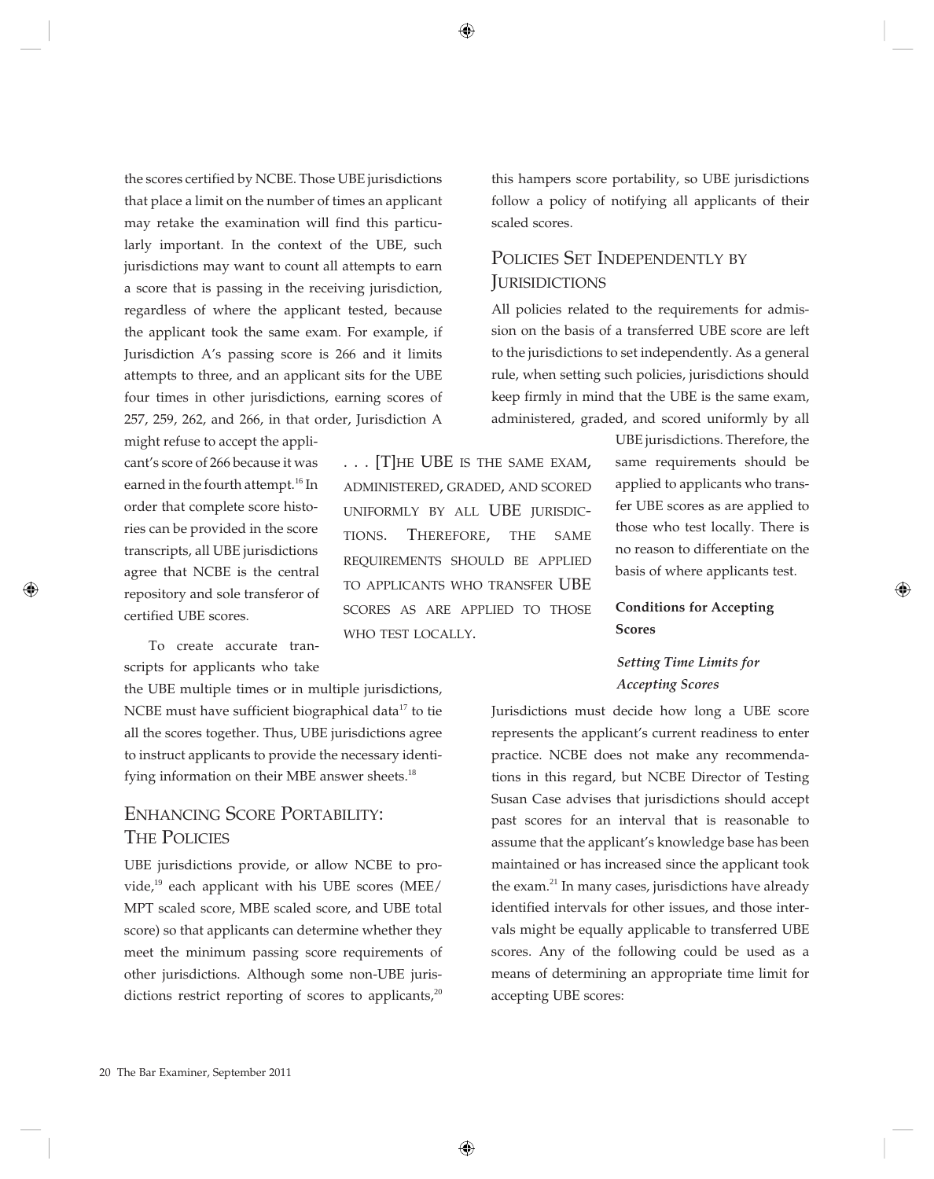the scores certified by NCBE. Those UBE jurisdictions that place a limit on the number of times an applicant may retake the examination will find this particularly important. In the context of the UBE, such jurisdictions may want to count all attempts to earn a score that is passing in the receiving jurisdiction, regardless of where the applicant tested, because the applicant took the same exam. For example, if Jurisdiction A's passing score is 266 and it limits attempts to three, and an applicant sits for the UBE four times in other jurisdictions, earning scores of 257, 259, 262, and 266, in that order, Jurisdiction A might refuse to accept the applicant's score of 266 because it was earned in the fourth attempt.[16] In order that complete score histories can be provided in the score transcripts, all UBE jurisdictions agree that NCBE is the central repository and sole transferor of certified UBE scores.

To create accurate transcripts for applicants who take the UBE multiple times or in multiple jurisdictions, NCBE must have sufficient biographical data[17] to tie all the scores together. Thus, UBE jurisdictions agree to instruct applicants to provide the necessary identifying information on their MBE answer sheets.[18]

## Enhancing Score Portability: The Policies

UBE jurisdictions provide, or allow NCBE to provide,[19] each applicant with his UBE scores (MEE/MPT scaled score, MBE scaled score, and UBE total score) so that applicants can determine whether they meet the minimum passing score requirements of other jurisdictions. Although some non-UBE jurisdictions restrict reporting of scores to applicants,[20] this hampers score portability, so UBE jurisdictions follow a policy of notifying all applicants of their scaled scores.

## Policies Set Independently by Jurisdictions

All policies related to the requirements for admission on the basis of a transferred UBE score are left to the jurisdictions to set independently. As a general rule, when setting such policies, jurisdictions should keep firmly in mind that the UBE is the same exam, administered, graded, and scored uniformly by all UBE jurisdictions. Therefore, the same requirements should be applied to applicants who transfer UBE scores as are applied to those who test locally. There is no reason to differentiate on the basis of where applicants test.

> . . . [T]he UBE is the same exam, administered, graded, and scored uniformly by all UBE jurisdictions. Therefore, the same requirements should be applied to applicants who transfer UBE scores as are applied to those who test locally.

### Conditions for Accepting Scores

#### *Setting Time Limits for Accepting Scores*

Jurisdictions must decide how long a UBE score represents the applicant's current readiness to enter practice. NCBE does not make any recommendations in this regard, but NCBE Director of Testing Susan Case advises that jurisdictions should accept past scores for an interval that is reasonable to assume that the applicant's knowledge base has been maintained or has increased since the applicant took the exam.[21] In many cases, jurisdictions have already identified intervals for other issues, and those intervals might be equally applicable to transferred UBE scores. Any of the following could be used as a means of determining an appropriate time limit for accepting UBE scores: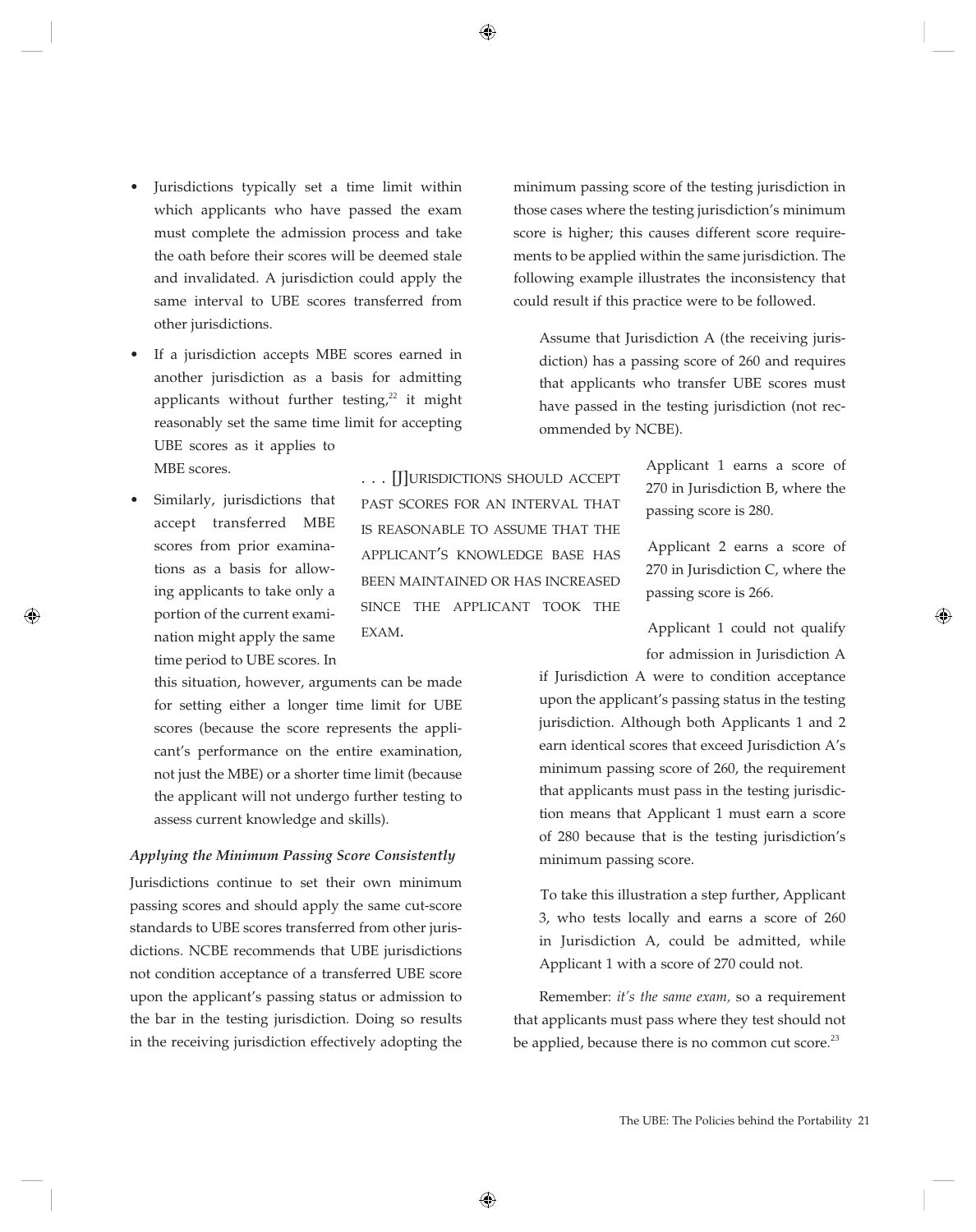- Jurisdictions typically set a time limit within which applicants who have passed the exam must complete the admission process and take the oath before their scores will be deemed stale and invalidated. A jurisdiction could apply the same interval to UBE scores transferred from other jurisdictions.
- If a jurisdiction accepts MBE scores earned in another jurisdiction as a basis for admitting applicants without further testing,[22] it might reasonably set the same time limit for accepting UBE scores as it applies to MBE scores.
- Similarly, jurisdictions that accept transferred MBE scores from prior examinations as a basis for allowing applicants to take only a portion of the current examination might apply the same time period to UBE scores. In this situation, however, arguments can be made for setting either a longer time limit for UBE scores (because the score represents the applicant's performance on the entire examination, not just the MBE) or a shorter time limit (because the applicant will not undergo further testing to assess current knowledge and skills).

> . . . [J]URISDICTIONS SHOULD ACCEPT PAST SCORES FOR AN INTERVAL THAT IS REASONABLE TO ASSUME THAT THE APPLICANT'S KNOWLEDGE BASE HAS BEEN MAINTAINED OR HAS INCREASED SINCE THE APPLICANT TOOK THE EXAM.

***Applying the Minimum Passing Score Consistently***

Jurisdictions continue to set their own minimum passing scores and should apply the same cut-score standards to UBE scores transferred from other jurisdictions. NCBE recommends that UBE jurisdictions not condition acceptance of a transferred UBE score upon the applicant's passing status or admission to the bar in the testing jurisdiction. Doing so results in the receiving jurisdiction effectively adopting the minimum passing score of the testing jurisdiction in those cases where the testing jurisdiction's minimum score is higher; this causes different score requirements to be applied within the same jurisdiction. The following example illustrates the inconsistency that could result if this practice were to be followed.

> Assume that Jurisdiction A (the receiving jurisdiction) has a passing score of 260 and requires that applicants who transfer UBE scores must have passed in the testing jurisdiction (not recommended by NCBE).
>
> Applicant 1 earns a score of 270 in Jurisdiction B, where the passing score is 280.
>
> Applicant 2 earns a score of 270 in Jurisdiction C, where the passing score is 266.
>
> Applicant 1 could not qualify for admission in Jurisdiction A if Jurisdiction A were to condition acceptance upon the applicant's passing status in the testing jurisdiction. Although both Applicants 1 and 2 earn identical scores that exceed Jurisdiction A's minimum passing score of 260, the requirement that applicants must pass in the testing jurisdiction means that Applicant 1 must earn a score of 280 because that is the testing jurisdiction's minimum passing score.
>
> To take this illustration a step further, Applicant 3, who tests locally and earns a score of 260 in Jurisdiction A, could be admitted, while Applicant 1 with a score of 270 could not.

Remember: *it's the same exam,* so a requirement that applicants must pass where they test should not be applied, because there is no common cut score.[23]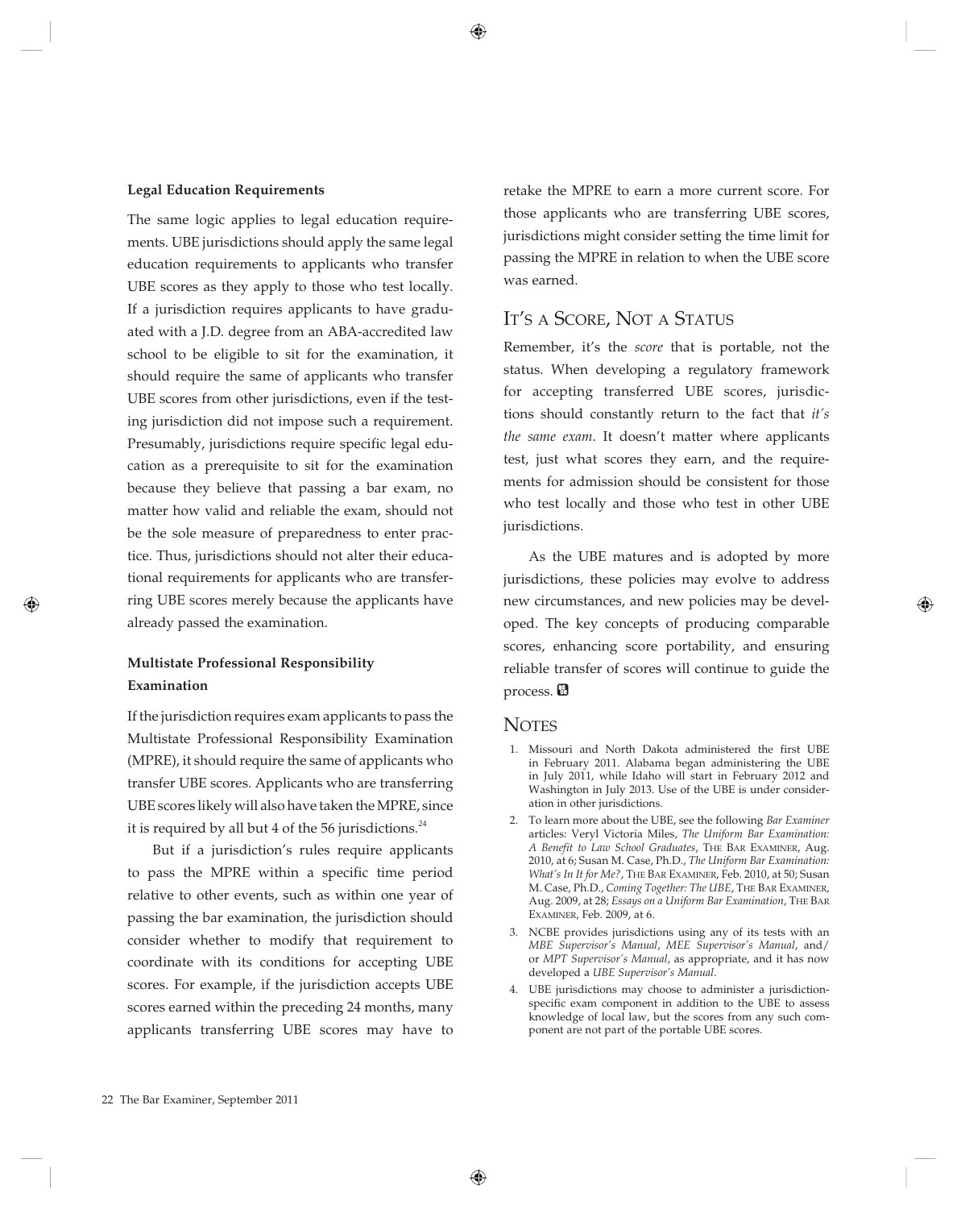#### Legal Education Requirements

The same logic applies to legal education requirements. UBE jurisdictions should apply the same legal education requirements to applicants who transfer UBE scores as they apply to those who test locally. If a jurisdiction requires applicants to have graduated with a J.D. degree from an ABA-accredited law school to be eligible to sit for the examination, it should require the same of applicants who transfer UBE scores from other jurisdictions, even if the testing jurisdiction did not impose such a requirement. Presumably, jurisdictions require specific legal education as a prerequisite to sit for the examination because they believe that passing a bar exam, no matter how valid and reliable the exam, should not be the sole measure of preparedness to enter practice. Thus, jurisdictions should not alter their educational requirements for applicants who are transferring UBE scores merely because the applicants have already passed the examination.

#### Multistate Professional Responsibility Examination

If the jurisdiction requires exam applicants to pass the Multistate Professional Responsibility Examination (MPRE), it should require the same of applicants who transfer UBE scores. Applicants who are transferring UBE scores likely will also have taken the MPRE, since it is required by all but 4 of the 56 jurisdictions.[24]

But if a jurisdiction's rules require applicants to pass the MPRE within a specific time period relative to other events, such as within one year of passing the bar examination, the jurisdiction should consider whether to modify that requirement to coordinate with its conditions for accepting UBE scores. For example, if the jurisdiction accepts UBE scores earned within the preceding 24 months, many applicants transferring UBE scores may have to retake the MPRE to earn a more current score. For those applicants who are transferring UBE scores, jurisdictions might consider setting the time limit for passing the MPRE in relation to when the UBE score was earned.

## It's a Score, Not a Status

Remember, it's the *score* that is portable, not the status. When developing a regulatory framework for accepting transferred UBE scores, jurisdictions should constantly return to the fact that *it's the same exam*. It doesn't matter where applicants test, just what scores they earn, and the requirements for admission should be consistent for those who test locally and those who test in other UBE jurisdictions.

As the UBE matures and is adopted by more jurisdictions, these policies may evolve to address new circumstances, and new policies may be developed. The key concepts of producing comparable scores, enhancing score portability, and ensuring reliable transfer of scores will continue to guide the process.

## Notes

1. Missouri and North Dakota administered the first UBE in February 2011. Alabama began administering the UBE in July 2011, while Idaho will start in February 2012 and Washington in July 2013. Use of the UBE is under consideration in other jurisdictions.
2. To learn more about the UBE, see the following *Bar Examiner* articles: Veryl Victoria Miles, *The Uniform Bar Examination: A Benefit to Law School Graduates*, The Bar Examiner, Aug. 2010, at 6; Susan M. Case, Ph.D., *The Uniform Bar Examination: What's In It for Me?*, The Bar Examiner, Feb. 2010, at 50; Susan M. Case, Ph.D., *Coming Together: The UBE*, The Bar Examiner, Aug. 2009, at 28; *Essays on a Uniform Bar Examination*, The Bar Examiner, Feb. 2009, at 6.
3. NCBE provides jurisdictions using any of its tests with an *MBE Supervisor's Manual*, *MEE Supervisor's Manual*, and/or *MPT Supervisor's Manual*, as appropriate, and it has now developed a *UBE Supervisor's Manual*.
4. UBE jurisdictions may choose to administer a jurisdiction-specific exam component in addition to the UBE to assess knowledge of local law, but the scores from any such component are not part of the portable UBE scores.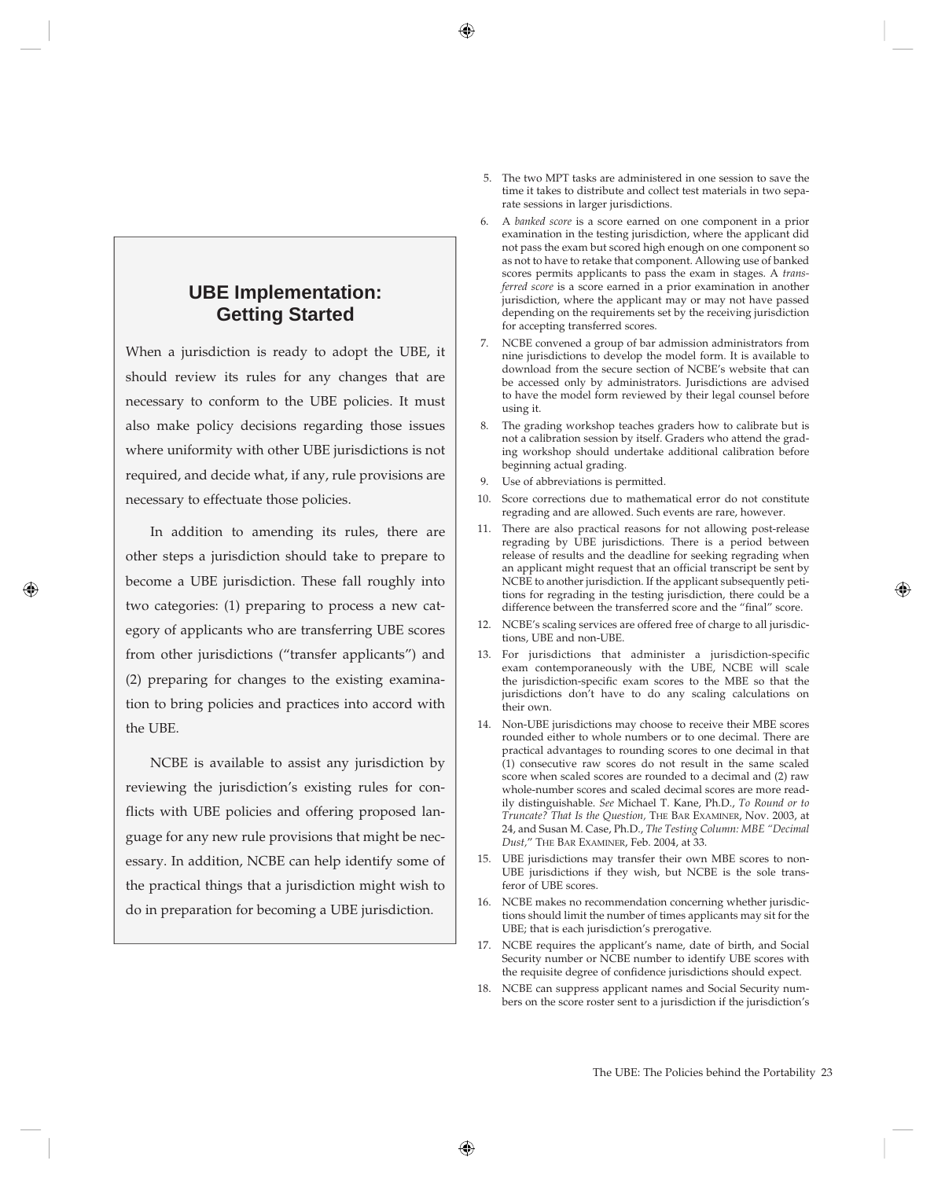## UBE Implementation: Getting Started

When a jurisdiction is ready to adopt the UBE, it should review its rules for any changes that are necessary to conform to the UBE policies. It must also make policy decisions regarding those issues where uniformity with other UBE jurisdictions is not required, and decide what, if any, rule provisions are necessary to effectuate those policies.

In addition to amending its rules, there are other steps a jurisdiction should take to prepare to become a UBE jurisdiction. These fall roughly into two categories: (1) preparing to process a new category of applicants who are transferring UBE scores from other jurisdictions ("transfer applicants") and (2) preparing for changes to the existing examination to bring policies and practices into accord with the UBE.

NCBE is available to assist any jurisdiction by reviewing the jurisdiction's existing rules for conflicts with UBE policies and offering proposed language for any new rule provisions that might be necessary. In addition, NCBE can help identify some of the practical things that a jurisdiction might wish to do in preparation for becoming a UBE jurisdiction.

5. The two MPT tasks are administered in one session to save the time it takes to distribute and collect test materials in two separate sessions in larger jurisdictions.
6. A *banked score* is a score earned on one component in a prior examination in the testing jurisdiction, where the applicant did not pass the exam but scored high enough on one component so as not to have to retake that component. Allowing use of banked scores permits applicants to pass the exam in stages. A *transferred score* is a score earned in a prior examination in another jurisdiction, where the applicant may or may not have passed depending on the requirements set by the receiving jurisdiction for accepting transferred scores.
7. NCBE convened a group of bar admission administrators from nine jurisdictions to develop the model form. It is available to download from the secure section of NCBE's website that can be accessed only by administrators. Jurisdictions are advised to have the model form reviewed by their legal counsel before using it.
8. The grading workshop teaches graders how to calibrate but is not a calibration session by itself. Graders who attend the grading workshop should undertake additional calibration before beginning actual grading.
9. Use of abbreviations is permitted.
10. Score corrections due to mathematical error do not constitute regrading and are allowed. Such events are rare, however.
11. There are also practical reasons for not allowing post-release regrading by UBE jurisdictions. There is a period between release of results and the deadline for seeking regrading when an applicant might request that an official transcript be sent by NCBE to another jurisdiction. If the applicant subsequently petitions for regrading in the testing jurisdiction, there could be a difference between the transferred score and the "final" score.
12. NCBE's scaling services are offered free of charge to all jurisdictions, UBE and non-UBE.
13. For jurisdictions that administer a jurisdiction-specific exam contemporaneously with the UBE, NCBE will scale the jurisdiction-specific exam scores to the MBE so that the jurisdictions don't have to do any scaling calculations on their own.
14. Non-UBE jurisdictions may choose to receive their MBE scores rounded either to whole numbers or to one decimal. There are practical advantages to rounding scores to one decimal in that (1) consecutive raw scores do not result in the same scaled score when scaled scores are rounded to a decimal and (2) raw whole-number scores and scaled decimal scores are more readily distinguishable. *See* Michael T. Kane, Ph.D., *To Round or to Truncate? That Is the Question,* The Bar Examiner, Nov. 2003, at 24, and Susan M. Case, Ph.D., *The Testing Column: MBE "Decimal Dust,"* The Bar Examiner, Feb. 2004, at 33.
15. UBE jurisdictions may transfer their own MBE scores to non-UBE jurisdictions if they wish, but NCBE is the sole transferor of UBE scores.
16. NCBE makes no recommendation concerning whether jurisdictions should limit the number of times applicants may sit for the UBE; that is each jurisdiction's prerogative.
17. NCBE requires the applicant's name, date of birth, and Social Security number or NCBE number to identify UBE scores with the requisite degree of confidence jurisdictions should expect.
18. NCBE can suppress applicant names and Social Security numbers on the score roster sent to a jurisdiction if the jurisdiction's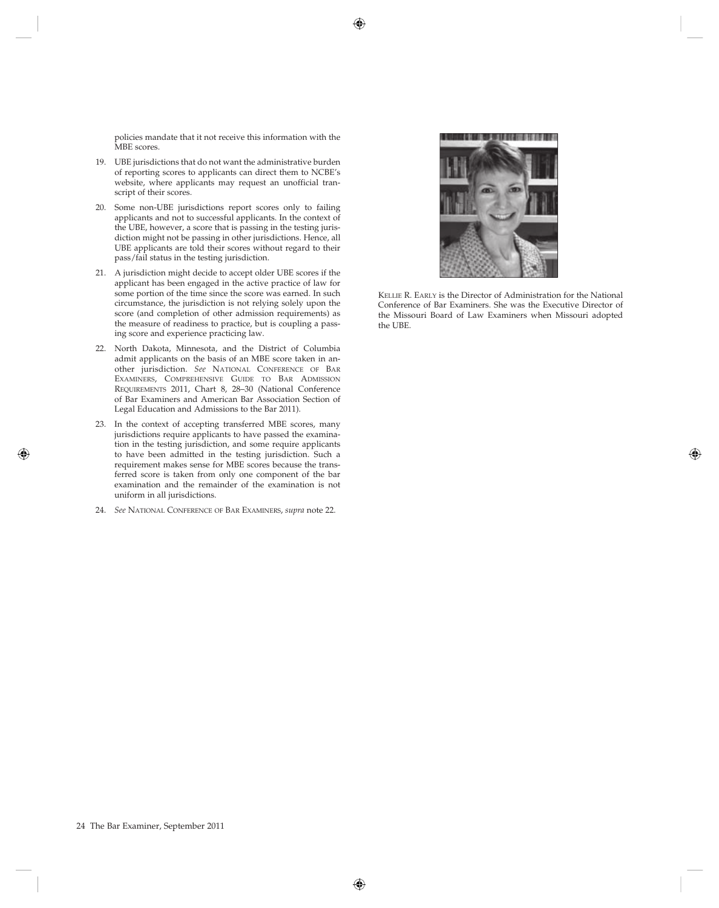policies mandate that it not receive this information with the MBE scores.

19. UBE jurisdictions that do not want the administrative burden of reporting scores to applicants can direct them to NCBE's website, where applicants may request an unofficial transcript of their scores.

20. Some non-UBE jurisdictions report scores only to failing applicants and not to successful applicants. In the context of the UBE, however, a score that is passing in the testing jurisdiction might not be passing in other jurisdictions. Hence, all UBE applicants are told their scores without regard to their pass/fail status in the testing jurisdiction.

21. A jurisdiction might decide to accept older UBE scores if the applicant has been engaged in the active practice of law for some portion of the time since the score was earned. In such circumstance, the jurisdiction is not relying solely upon the score (and completion of other admission requirements) as the measure of readiness to practice, but is coupling a passing score and experience practicing law.

22. North Dakota, Minnesota, and the District of Columbia admit applicants on the basis of an MBE score taken in another jurisdiction. *See* National Conference of Bar Examiners, Comprehensive Guide to Bar Admission Requirements 2011, Chart 8, 28–30 (National Conference of Bar Examiners and American Bar Association Section of Legal Education and Admissions to the Bar 2011).

23. In the context of accepting transferred MBE scores, many jurisdictions require applicants to have passed the examination in the testing jurisdiction, and some require applicants to have been admitted in the testing jurisdiction. Such a requirement makes sense for MBE scores because the transferred score is taken from only one component of the bar examination and the remainder of the examination is not uniform in all jurisdictions.

24. *See* National Conference of Bar Examiners, *supra* note 22.

Kellie R. Early is the Director of Administration for the National Conference of Bar Examiners. She was the Executive Director of the Missouri Board of Law Examiners when Missouri adopted the UBE.